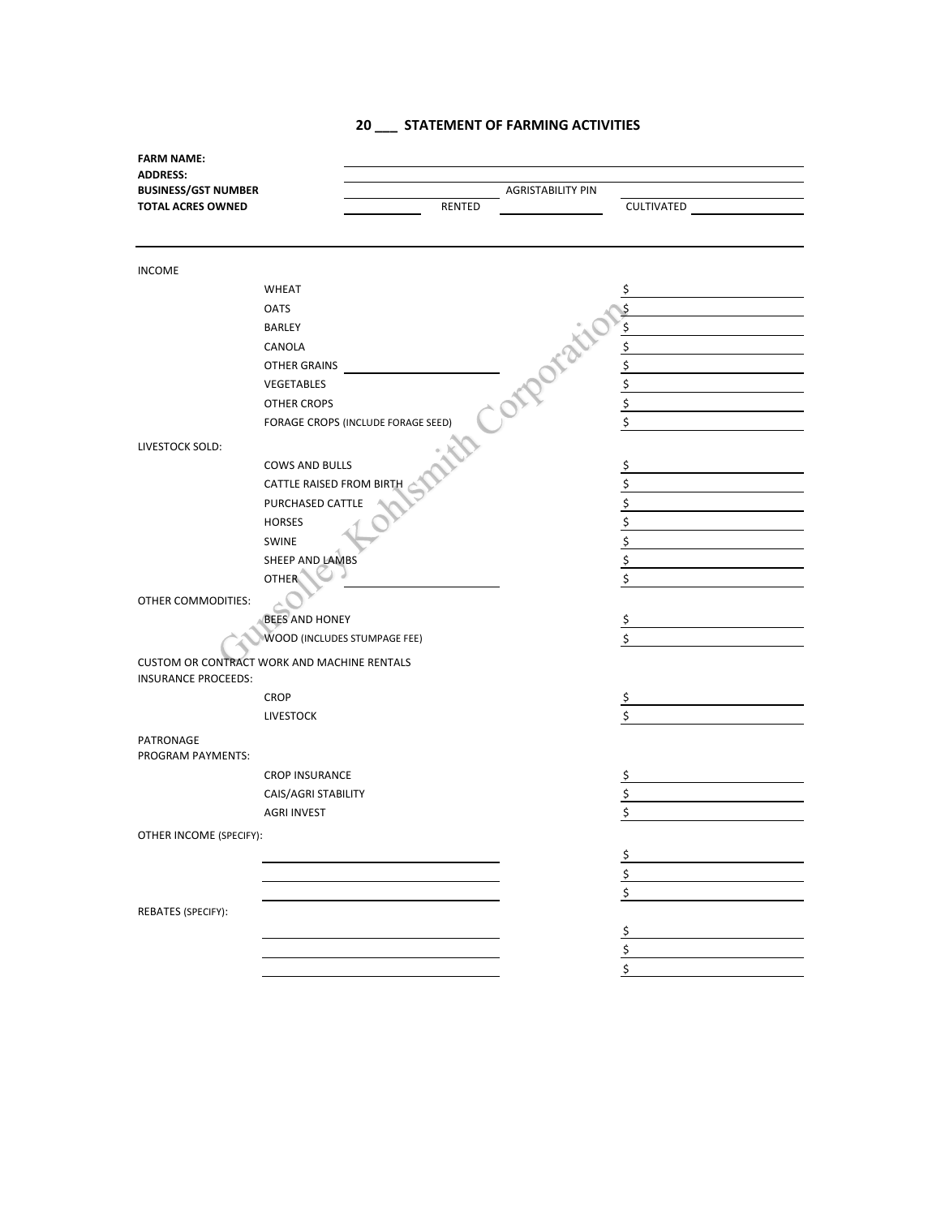# 20 ___ STATEMENT OF FARMING ACTIVITIES

**FARM NAME:** ______________________________

**ADDRESS:** ______________________________

**BUSINESS/GST NUMBER** ______________ AGRISTABILITY PIN ______________

**TOTAL ACRES OWNED** ________ RENTED ________ CULTIVATED ________

---

| | | |
|---|---|---|
| INCOME | | |
| | WHEAT | $ |
| | OATS | $ |
| | BARLEY | $ |
| | CANOLA | $ |
| | OTHER GRAINS ______________ | $ |
| | VEGETABLES | $ |
| | OTHER CROPS | $ |
| | FORAGE CROPS (INCLUDE FORAGE SEED) | $ |
| LIVESTOCK SOLD: | | |
| | COWS AND BULLS | $ |
| | CATTLE RAISED FROM BIRTH | $ |
| | PURCHASED CATTLE | $ |
| | HORSES | $ |
| | SWINE | $ |
| | SHEEP AND LAMBS | $ |
| | OTHER ______________ | $ |
| OTHER COMMODITIES: | | |
| | BEES AND HONEY | $ |
| | WOOD (INCLUDES STUMPAGE FEE) | $ |
| CUSTOM OR CONTRACT WORK AND MACHINE RENTALS | | |
| INSURANCE PROCEEDS: | | |
| | CROP | $ |
| | LIVESTOCK | $ |
| PATRONAGE | | |
| PROGRAM PAYMENTS: | | |
| | CROP INSURANCE | $ |
| | CAIS/AGRI STABILITY | $ |
| | AGRI INVEST | $ |
| OTHER INCOME (SPECIFY): | | |
| | ______________ | $ |
| | ______________ | $ |
| | ______________ | $ |
| REBATES (SPECIFY): | | |
| | ______________ | $ |
| | ______________ | $ |
| | ______________ | $ |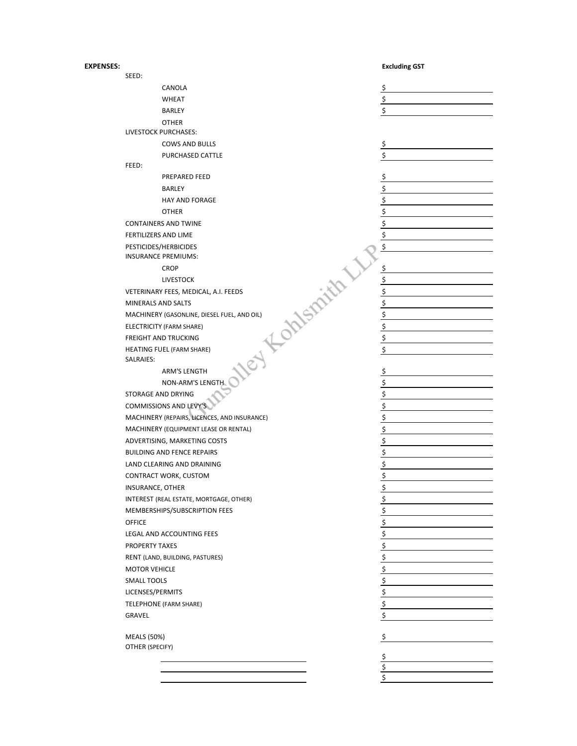**EXPENSES:**

| | Excluding GST |
|---|---|
| SEED: | |
| CANOLA | $ |
| WHEAT | $ |
| BARLEY | $ |
| OTHER | |
| LIVESTOCK PURCHASES: | |
| COWS AND BULLS | $ |
| PURCHASED CATTLE | $ |
| FEED: | |
| PREPARED FEED | $ |
| BARLEY | $ |
| HAY AND FORAGE | $ |
| OTHER | $ |
| CONTAINERS AND TWINE | $ |
| FERTILIZERS AND LIME | $ |
| PESTICIDES/HERBICIDES | $ |
| INSURANCE PREMIUMS: | |
| CROP | $ |
| LIVESTOCK | $ |
| VETERINARY FEES, MEDICAL, A.I. FEEDS | $ |
| MINERALS AND SALTS | $ |
| MACHINERY (GASONLINE, DIESEL FUEL, AND OIL) | $ |
| ELECTRICITY (FARM SHARE) | $ |
| FREIGHT AND TRUCKING | $ |
| HEATING FUEL (FARM SHARE) | $ |
| SALRAIES: | |
| ARM'S LENGTH | $ |
| NON-ARM'S LENGTH | $ |
| STORAGE AND DRYING | $ |
| COMMISSIONS AND LEVY'S | $ |
| MACHINERY (REPAIRS, LICENCES, AND INSURANCE) | $ |
| MACHINERY (EQUIPMENT LEASE OR RENTAL) | $ |
| ADVERTISING, MARKETING COSTS | $ |
| BUILDING AND FENCE REPAIRS | $ |
| LAND CLEARING AND DRAINING | $ |
| CONTRACT WORK, CUSTOM | $ |
| INSURANCE, OTHER | $ |
| INTEREST (REAL ESTATE, MORTGAGE, OTHER) | $ |
| MEMBERSHIPS/SUBSCRIPTION FEES | $ |
| OFFICE | $ |
| LEGAL AND ACCOUNTING FEES | $ |
| PROPERTY TAXES | $ |
| RENT (LAND, BUILDING, PASTURES) | $ |
| MOTOR VEHICLE | $ |
| SMALL TOOLS | $ |
| LICENSES/PERMITS | $ |
| TELEPHONE (FARM SHARE) | $ |
| GRAVEL | $ |
| MEALS (50%) | $ |
| OTHER (SPECIFY) | |
| ______________________ | $ |
| ______________________ | $ |
| ______________________ | $ |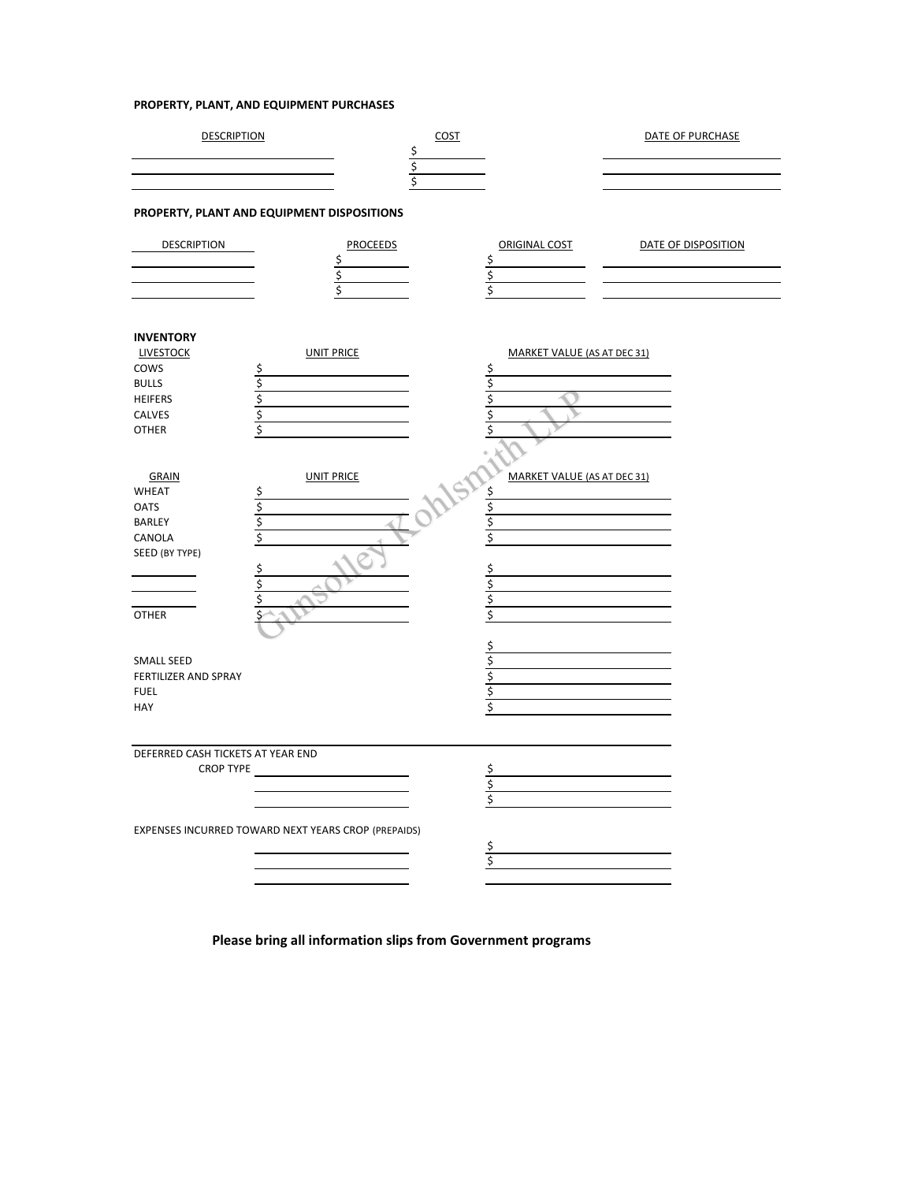**PROPERTY, PLANT, AND EQUIPMENT PURCHASES**

| DESCRIPTION | COST | DATE OF PURCHASE |
|---|---|---|
| | $ | |
| | $ | |
| | $ | |

**PROPERTY, PLANT AND EQUIPMENT DISPOSITIONS**

| DESCRIPTION | PROCEEDS | ORIGINAL COST | DATE OF DISPOSITION |
|---|---|---|---|
| | $ | $ | |
| | $ | $ | |
| | $ | $ | |

**INVENTORY**

| LIVESTOCK | UNIT PRICE | MARKET VALUE (AS AT DEC 31) |
|---|---|---|
| COWS | $ | $ |
| BULLS | $ | $ |
| HEIFERS | $ | $ |
| CALVES | $ | $ |
| OTHER | $ | $ |

| GRAIN | UNIT PRICE | MARKET VALUE (AS AT DEC 31) |
|---|---|---|
| WHEAT | $ | $ |
| OATS | $ | $ |
| BARLEY | $ | $ |
| CANOLA | $ | $ |
| SEED (BY TYPE) | | |
| | $ | $ |
| | $ | $ |
| | $ | $ |
| OTHER | $ | $ |

| | |
|---|---|
| | $ |
| SMALL SEED | $ |
| FERTILIZER AND SPRAY | $ |
| FUEL | $ |
| HAY | $ |

DEFERRED CASH TICKETS AT YEAR END

| CROP TYPE | |
|---|---|
| | $ |
| | $ |
| | $ |

EXPENSES INCURRED TOWARD NEXT YEARS CROP (PREPAIDS)

| | |
|---|---|
| | $ |
| | $ |
| | |

**Please bring all information slips from Government programs**